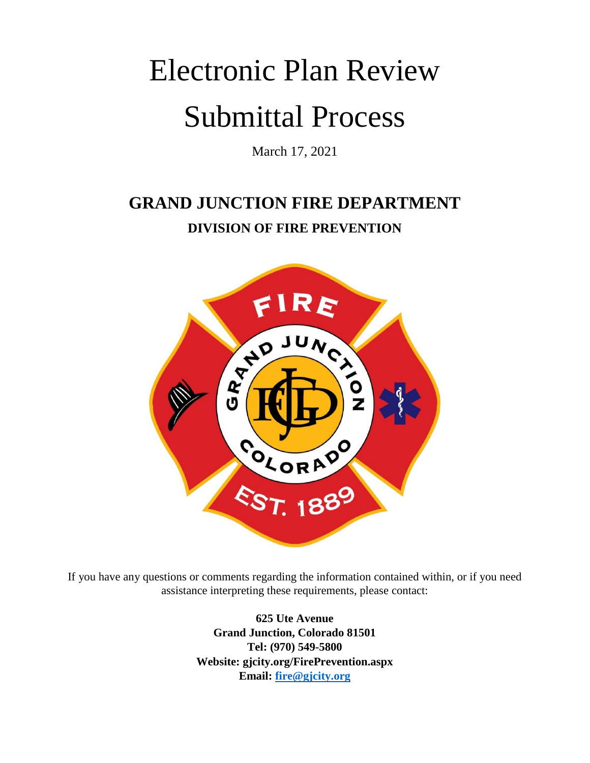# Electronic Plan Review

# Submittal Process

March 17, 2021

## GRAND JUNCTION FIRE DEPARTMENT

### DIVISION OF FIRE PREVENTION

If you have any questions or comments regarding the information contained within, or if you need assistance interpreting these requirements, please contact:

**625 Ute Avenue**
**Grand Junction, Colorado 81501**
**Tel: (970) 549-5800**
**Website: gjcity.org/FirePrevention.aspx**
**Email: fire@gjcity.org**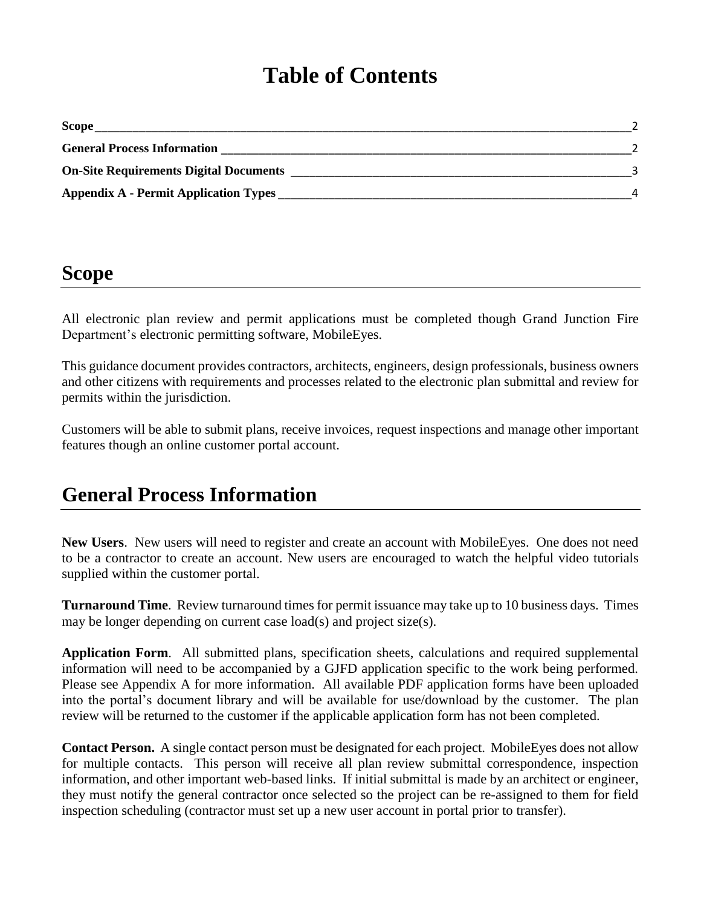# Table of Contents

| | |
|---|---|
| **Scope** | 2 |
| **General Process Information** | 2 |
| **On-Site Requirements Digital Documents** | 3 |
| **Appendix A - Permit Application Types** | 4 |

## Scope

All electronic plan review and permit applications must be completed though Grand Junction Fire Department's electronic permitting software, MobileEyes.

This guidance document provides contractors, architects, engineers, design professionals, business owners and other citizens with requirements and processes related to the electronic plan submittal and review for permits within the jurisdiction.

Customers will be able to submit plans, receive invoices, request inspections and manage other important features though an online customer portal account.

## General Process Information

**New Users**. New users will need to register and create an account with MobileEyes. One does not need to be a contractor to create an account. New users are encouraged to watch the helpful video tutorials supplied within the customer portal.

**Turnaround Time**. Review turnaround times for permit issuance may take up to 10 business days. Times may be longer depending on current case load(s) and project size(s).

**Application Form**. All submitted plans, specification sheets, calculations and required supplemental information will need to be accompanied by a GJFD application specific to the work being performed. Please see Appendix A for more information. All available PDF application forms have been uploaded into the portal's document library and will be available for use/download by the customer. The plan review will be returned to the customer if the applicable application form has not been completed.

**Contact Person.** A single contact person must be designated for each project. MobileEyes does not allow for multiple contacts. This person will receive all plan review submittal correspondence, inspection information, and other important web-based links. If initial submittal is made by an architect or engineer, they must notify the general contractor once selected so the project can be re-assigned to them for field inspection scheduling (contractor must set up a new user account in portal prior to transfer).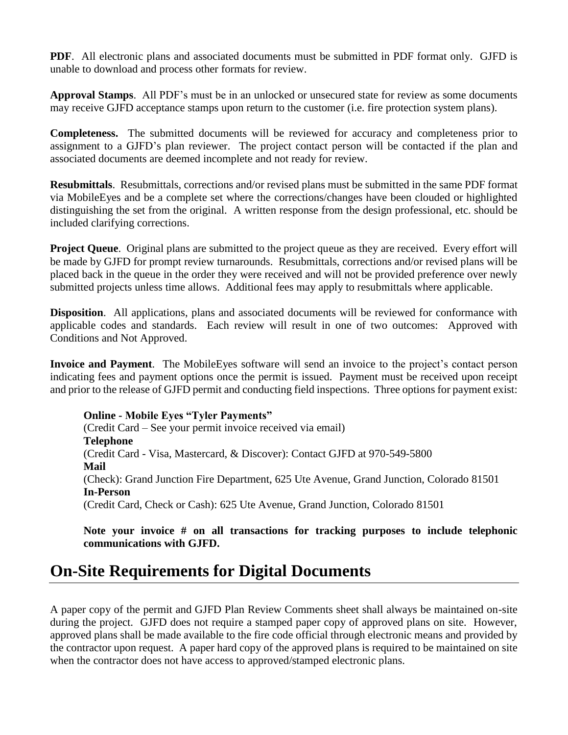**PDF**. All electronic plans and associated documents must be submitted in PDF format only. GJFD is unable to download and process other formats for review.

**Approval Stamps**. All PDF's must be in an unlocked or unsecured state for review as some documents may receive GJFD acceptance stamps upon return to the customer (i.e. fire protection system plans).

**Completeness.** The submitted documents will be reviewed for accuracy and completeness prior to assignment to a GJFD's plan reviewer. The project contact person will be contacted if the plan and associated documents are deemed incomplete and not ready for review.

**Resubmittals**. Resubmittals, corrections and/or revised plans must be submitted in the same PDF format via MobileEyes and be a complete set where the corrections/changes have been clouded or highlighted distinguishing the set from the original. A written response from the design professional, etc. should be included clarifying corrections.

**Project Queue**. Original plans are submitted to the project queue as they are received. Every effort will be made by GJFD for prompt review turnarounds. Resubmittals, corrections and/or revised plans will be placed back in the queue in the order they were received and will not be provided preference over newly submitted projects unless time allows. Additional fees may apply to resubmittals where applicable.

**Disposition**. All applications, plans and associated documents will be reviewed for conformance with applicable codes and standards. Each review will result in one of two outcomes: Approved with Conditions and Not Approved.

**Invoice and Payment**. The MobileEyes software will send an invoice to the project's contact person indicating fees and payment options once the permit is issued. Payment must be received upon receipt and prior to the release of GJFD permit and conducting field inspections. Three options for payment exist:

**Online - Mobile Eyes "Tyler Payments"**
(Credit Card – See your permit invoice received via email)
**Telephone**
(Credit Card - Visa, Mastercard, & Discover): Contact GJFD at 970-549-5800
**Mail**
(Check): Grand Junction Fire Department, 625 Ute Avenue, Grand Junction, Colorado 81501
**In-Person**
(Credit Card, Check or Cash): 625 Ute Avenue, Grand Junction, Colorado 81501

**Note your invoice # on all transactions for tracking purposes to include telephonic communications with GJFD.**

# On-Site Requirements for Digital Documents

A paper copy of the permit and GJFD Plan Review Comments sheet shall always be maintained on-site during the project. GJFD does not require a stamped paper copy of approved plans on site. However, approved plans shall be made available to the fire code official through electronic means and provided by the contractor upon request. A paper hard copy of the approved plans is required to be maintained on site when the contractor does not have access to approved/stamped electronic plans.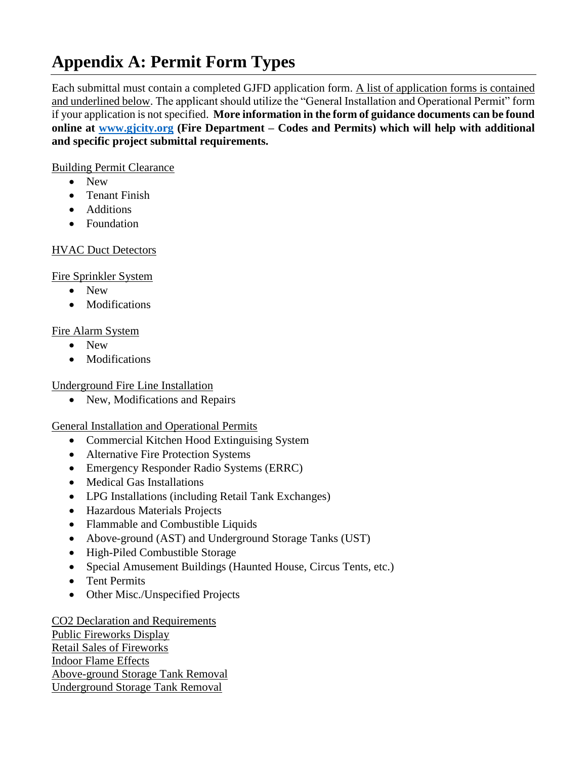# Appendix A: Permit Form Types

Each submittal must contain a completed GJFD application form. A list of application forms is contained and underlined below. The applicant should utilize the "General Installation and Operational Permit" form if your application is not specified. **More information in the form of guidance documents can be found online at [www.gjcity.org](http://www.gjcity.org) (Fire Department – Codes and Permits) which will help with additional and specific project submittal requirements.**

Building Permit Clearance

- New
- Tenant Finish
- Additions
- Foundation

HVAC Duct Detectors

Fire Sprinkler System

- New
- Modifications

Fire Alarm System

- New
- Modifications

Underground Fire Line Installation

- New, Modifications and Repairs

General Installation and Operational Permits

- Commercial Kitchen Hood Extinguising System
- Alternative Fire Protection Systems
- Emergency Responder Radio Systems (ERRC)
- Medical Gas Installations
- LPG Installations (including Retail Tank Exchanges)
- Hazardous Materials Projects
- Flammable and Combustible Liquids
- Above-ground (AST) and Underground Storage Tanks (UST)
- High-Piled Combustible Storage
- Special Amusement Buildings (Haunted House, Circus Tents, etc.)
- Tent Permits
- Other Misc./Unspecified Projects

CO2 Declaration and Requirements

Public Fireworks Display

Retail Sales of Fireworks

Indoor Flame Effects

Above-ground Storage Tank Removal

Underground Storage Tank Removal